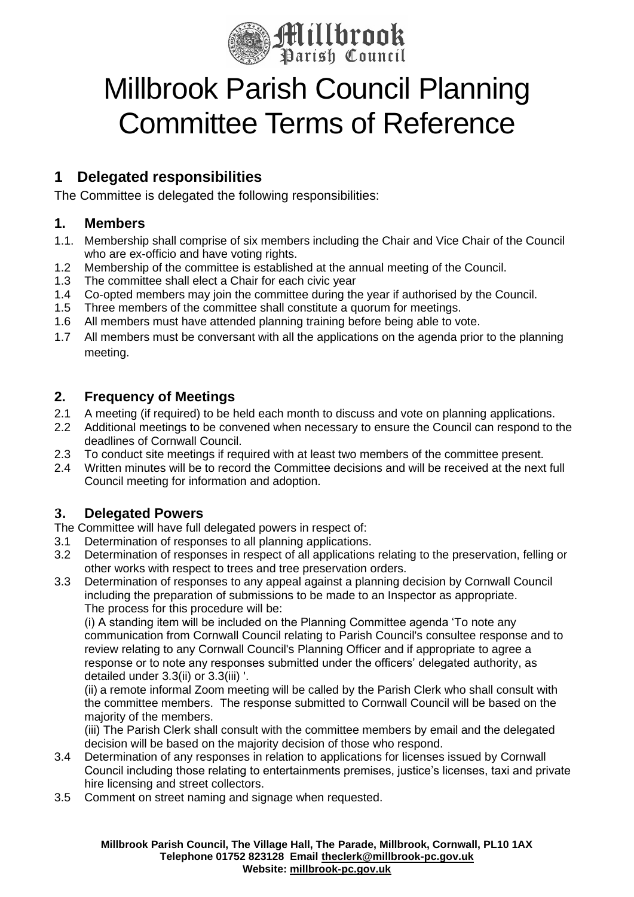# Millbrook Parish Council Planning Committee Terms of Reference

## 1 Delegated responsibilities

The Committee is delegated the following responsibilities:

### 1. Members

1.1. Membership shall comprise of six members including the Chair and Vice Chair of the Council who are ex-officio and have voting rights.
1.2 Membership of the committee is established at the annual meeting of the Council.
1.3 The committee shall elect a Chair for each civic year
1.4 Co-opted members may join the committee during the year if authorised by the Council.
1.5 Three members of the committee shall constitute a quorum for meetings.
1.6 All members must have attended planning training before being able to vote.
1.7 All members must be conversant with all the applications on the agenda prior to the planning meeting.

### 2. Frequency of Meetings

2.1 A meeting (if required) to be held each month to discuss and vote on planning applications.
2.2 Additional meetings to be convened when necessary to ensure the Council can respond to the deadlines of Cornwall Council.
2.3 To conduct site meetings if required with at least two members of the committee present.
2.4 Written minutes will be to record the Committee decisions and will be received at the next full Council meeting for information and adoption.

### 3. Delegated Powers

The Committee will have full delegated powers in respect of:

3.1 Determination of responses to all planning applications.
3.2 Determination of responses in respect of all applications relating to the preservation, felling or other works with respect to trees and tree preservation orders.
3.3 Determination of responses to any appeal against a planning decision by Cornwall Council including the preparation of submissions to be made to an Inspector as appropriate.
The process for this procedure will be:
(i) A standing item will be included on the Planning Committee agenda 'To note any communication from Cornwall Council relating to Parish Council's consultee response and to review relating to any Cornwall Council's Planning Officer and if appropriate to agree a response or to note any responses submitted under the officers' delegated authority, as detailed under 3.3(ii) or 3.3(iii) '.
(ii) a remote informal Zoom meeting will be called by the Parish Clerk who shall consult with the committee members. The response submitted to Cornwall Council will be based on the majority of the members.
(iii) The Parish Clerk shall consult with the committee members by email and the delegated decision will be based on the majority decision of those who respond.
3.4 Determination of any responses in relation to applications for licenses issued by Cornwall Council including those relating to entertainments premises, justice's licenses, taxi and private hire licensing and street collectors.
3.5 Comment on street naming and signage when requested.

**Millbrook Parish Council, The Village Hall, The Parade, Millbrook, Cornwall, PL10 1AX**
**Telephone 01752 823128 Email theclerk@millbrook-pc.gov.uk**
**Website: millbrook-pc.gov.uk**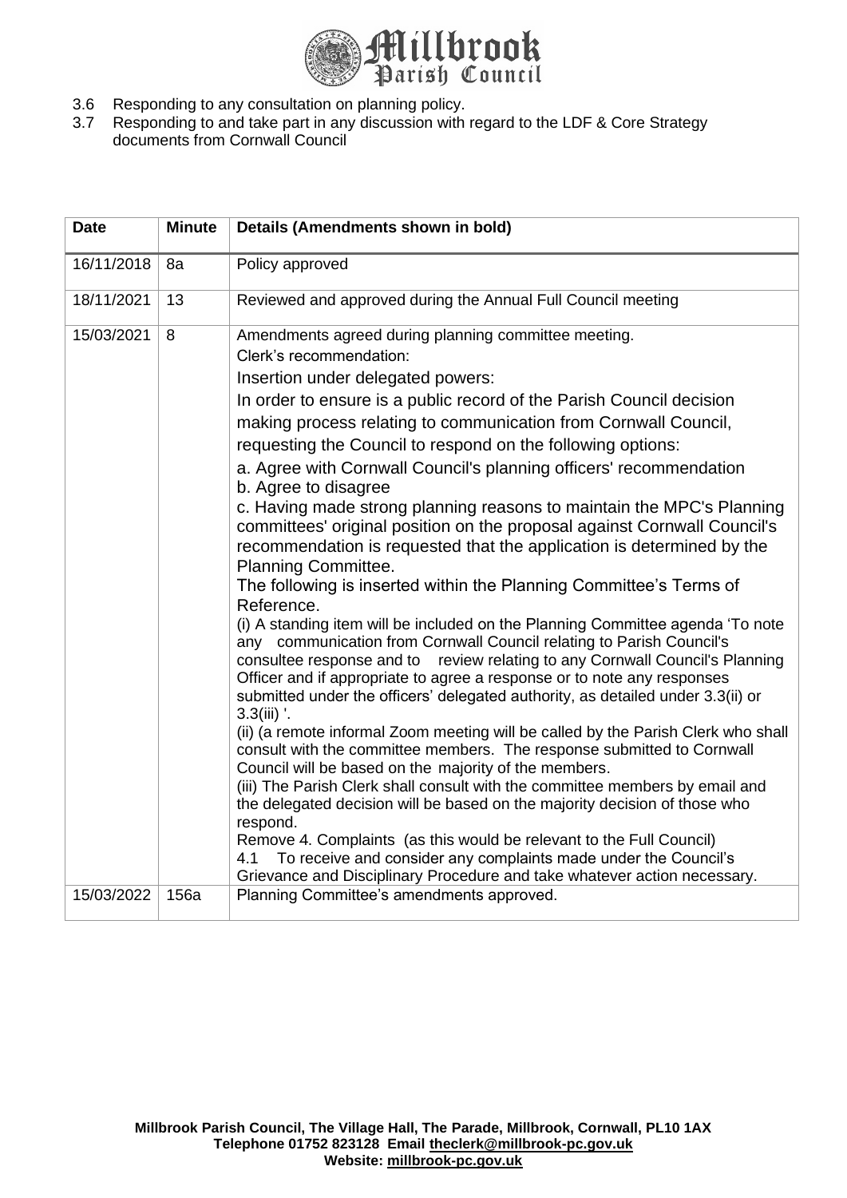3.6 Responding to any consultation on planning policy.
3.7 Responding to and take part in any discussion with regard to the LDF & Core Strategy documents from Cornwall Council

| Date | Minute | Details (Amendments shown in bold) |
|---|---|---|
| 16/11/2018 | 8a | Policy approved |
| 18/11/2021 | 13 | Reviewed and approved during the Annual Full Council meeting |
| 15/03/2021 | 8 | Amendments agreed during planning committee meeting.<br>Clerk's recommendation:<br>Insertion under delegated powers:<br>In order to ensure is a public record of the Parish Council decision making process relating to communication from Cornwall Council, requesting the Council to respond on the following options:<br>a. Agree with Cornwall Council's planning officers' recommendation<br>b. Agree to disagree<br>c. Having made strong planning reasons to maintain the MPC's Planning committees' original position on the proposal against Cornwall Council's recommendation is requested that the application is determined by the Planning Committee.<br>The following is inserted within the Planning Committee's Terms of Reference.<br>(i) A standing item will be included on the Planning Committee agenda 'To note any communication from Cornwall Council relating to Parish Council's consultee response and to review relating to any Cornwall Council's Planning Officer and if appropriate to agree a response or to note any responses submitted under the officers' delegated authority, as detailed under 3.3(ii) or 3.3(iii) '.<br>(ii) (a remote informal Zoom meeting will be called by the Parish Clerk who shall consult with the committee members. The response submitted to Cornwall Council will be based on the majority of the members.<br>(iii) The Parish Clerk shall consult with the committee members by email and the delegated decision will be based on the majority decision of those who respond.<br>Remove 4. Complaints (as this would be relevant to the Full Council)<br>4.1 To receive and consider any complaints made under the Council's Grievance and Disciplinary Procedure and take whatever action necessary. |
| 15/03/2022 | 156a | Planning Committee's amendments approved. |